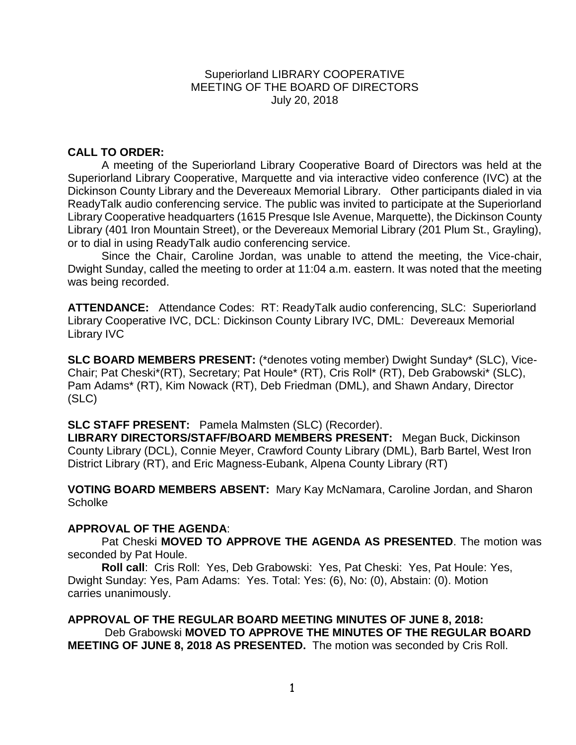Superiorland LIBRARY COOPERATIVE
MEETING OF THE BOARD OF DIRECTORS
July 20, 2018

**CALL TO ORDER:**

A meeting of the Superiorland Library Cooperative Board of Directors was held at the Superiorland Library Cooperative, Marquette and via interactive video conference (IVC) at the Dickinson County Library and the Devereaux Memorial Library. Other participants dialed in via ReadyTalk audio conferencing service. The public was invited to participate at the Superiorland Library Cooperative headquarters (1615 Presque Isle Avenue, Marquette), the Dickinson County Library (401 Iron Mountain Street), or the Devereaux Memorial Library (201 Plum St., Grayling), or to dial in using ReadyTalk audio conferencing service.

Since the Chair, Caroline Jordan, was unable to attend the meeting, the Vice-chair, Dwight Sunday, called the meeting to order at 11:04 a.m. eastern. It was noted that the meeting was being recorded.

**ATTENDANCE:** Attendance Codes: RT: ReadyTalk audio conferencing, SLC: Superiorland Library Cooperative IVC, DCL: Dickinson County Library IVC, DML: Devereaux Memorial Library IVC

**SLC BOARD MEMBERS PRESENT:** (*denotes voting member) Dwight Sunday* (SLC), Vice-Chair; Pat Cheski*(RT), Secretary; Pat Houle* (RT), Cris Roll* (RT), Deb Grabowski* (SLC), Pam Adams* (RT), Kim Nowack (RT), Deb Friedman (DML), and Shawn Andary, Director (SLC)

**SLC STAFF PRESENT:** Pamela Malmsten (SLC) (Recorder).

**LIBRARY DIRECTORS/STAFF/BOARD MEMBERS PRESENT:** Megan Buck, Dickinson County Library (DCL), Connie Meyer, Crawford County Library (DML), Barb Bartel, West Iron District Library (RT), and Eric Magness-Eubank, Alpena County Library (RT)

**VOTING BOARD MEMBERS ABSENT:** Mary Kay McNamara, Caroline Jordan, and Sharon Scholke

**APPROVAL OF THE AGENDA**:

Pat Cheski **MOVED TO APPROVE THE AGENDA AS PRESENTED**. The motion was seconded by Pat Houle.

**Roll call**: Cris Roll: Yes, Deb Grabowski: Yes, Pat Cheski: Yes, Pat Houle: Yes, Dwight Sunday: Yes, Pam Adams: Yes. Total: Yes: (6), No: (0), Abstain: (0). Motion carries unanimously.

**APPROVAL OF THE REGULAR BOARD MEETING MINUTES OF JUNE 8, 2018:**

Deb Grabowski **MOVED TO APPROVE THE MINUTES OF THE REGULAR BOARD MEETING OF JUNE 8, 2018 AS PRESENTED.** The motion was seconded by Cris Roll.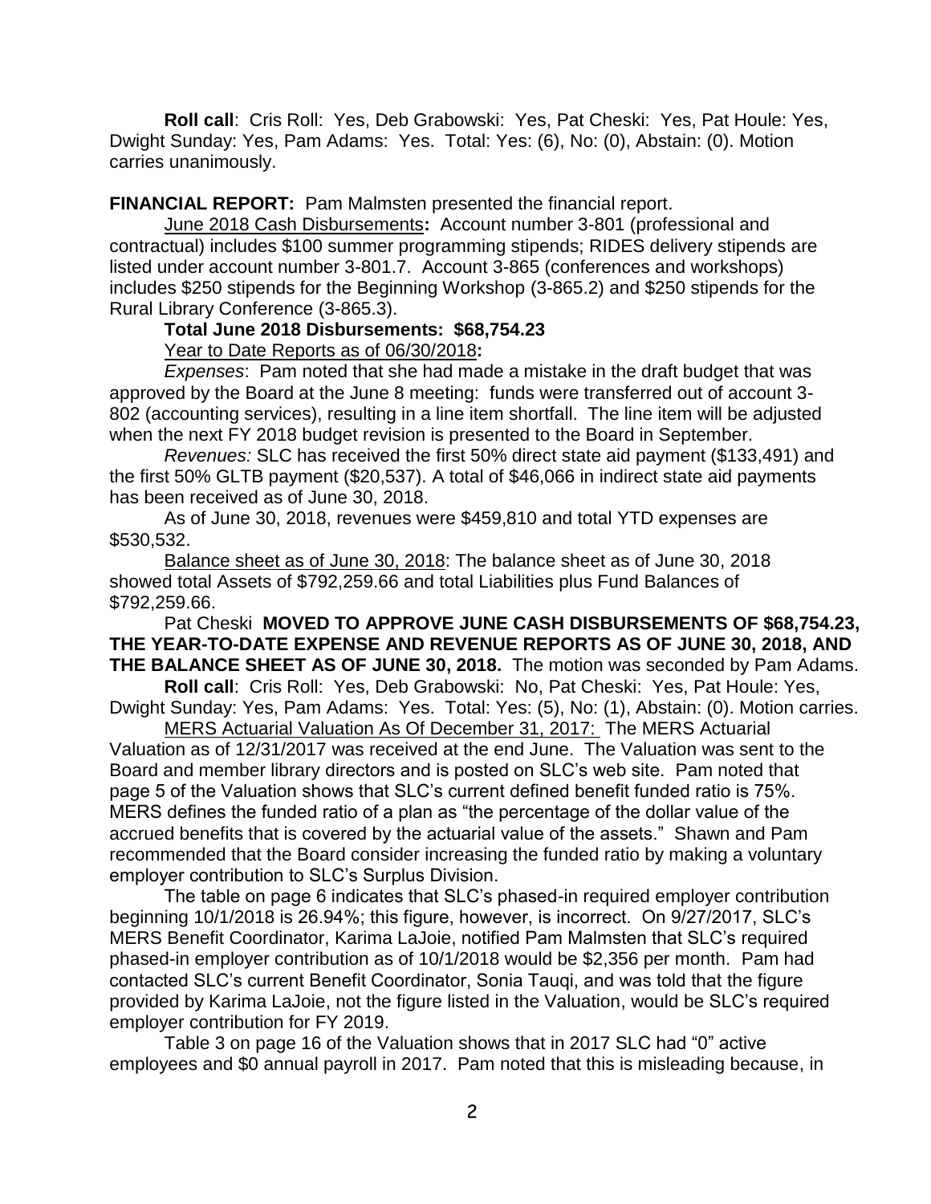**Roll call**: Cris Roll: Yes, Deb Grabowski: Yes, Pat Cheski: Yes, Pat Houle: Yes, Dwight Sunday: Yes, Pam Adams: Yes. Total: Yes: (6), No: (0), Abstain: (0). Motion carries unanimously.

**FINANCIAL REPORT:** Pam Malmsten presented the financial report.

June 2018 Cash Disbursements**:** Account number 3-801 (professional and contractual) includes $100 summer programming stipends; RIDES delivery stipends are listed under account number 3-801.7. Account 3-865 (conferences and workshops) includes $250 stipends for the Beginning Workshop (3-865.2) and $250 stipends for the Rural Library Conference (3-865.3).

**Total June 2018 Disbursements: $68,754.23**

Year to Date Reports as of 06/30/2018**:**

*Expenses*: Pam noted that she had made a mistake in the draft budget that was approved by the Board at the June 8 meeting: funds were transferred out of account 3-802 (accounting services), resulting in a line item shortfall. The line item will be adjusted when the next FY 2018 budget revision is presented to the Board in September.

*Revenues:* SLC has received the first 50% direct state aid payment ($133,491) and the first 50% GLTB payment ($20,537). A total of $46,066 in indirect state aid payments has been received as of June 30, 2018.

As of June 30, 2018, revenues were $459,810 and total YTD expenses are $530,532.

Balance sheet as of June 30, 2018: The balance sheet as of June 30, 2018 showed total Assets of $792,259.66 and total Liabilities plus Fund Balances of $792,259.66.

Pat Cheski **MOVED TO APPROVE JUNE CASH DISBURSEMENTS OF $68,754.23, THE YEAR-TO-DATE EXPENSE AND REVENUE REPORTS AS OF JUNE 30, 2018, AND THE BALANCE SHEET AS OF JUNE 30, 2018.** The motion was seconded by Pam Adams.

**Roll call**: Cris Roll: Yes, Deb Grabowski: No, Pat Cheski: Yes, Pat Houle: Yes, Dwight Sunday: Yes, Pam Adams: Yes. Total: Yes: (5), No: (1), Abstain: (0). Motion carries.

MERS Actuarial Valuation As Of December 31, 2017: The MERS Actuarial Valuation as of 12/31/2017 was received at the end June. The Valuation was sent to the Board and member library directors and is posted on SLC's web site. Pam noted that page 5 of the Valuation shows that SLC's current defined benefit funded ratio is 75%. MERS defines the funded ratio of a plan as "the percentage of the dollar value of the accrued benefits that is covered by the actuarial value of the assets." Shawn and Pam recommended that the Board consider increasing the funded ratio by making a voluntary employer contribution to SLC's Surplus Division.

The table on page 6 indicates that SLC's phased-in required employer contribution beginning 10/1/2018 is 26.94%; this figure, however, is incorrect. On 9/27/2017, SLC's MERS Benefit Coordinator, Karima LaJoie, notified Pam Malmsten that SLC's required phased-in employer contribution as of 10/1/2018 would be $2,356 per month. Pam had contacted SLC's current Benefit Coordinator, Sonia Tauqi, and was told that the figure provided by Karima LaJoie, not the figure listed in the Valuation, would be SLC's required employer contribution for FY 2019.

Table 3 on page 16 of the Valuation shows that in 2017 SLC had "0" active employees and $0 annual payroll in 2017. Pam noted that this is misleading because, in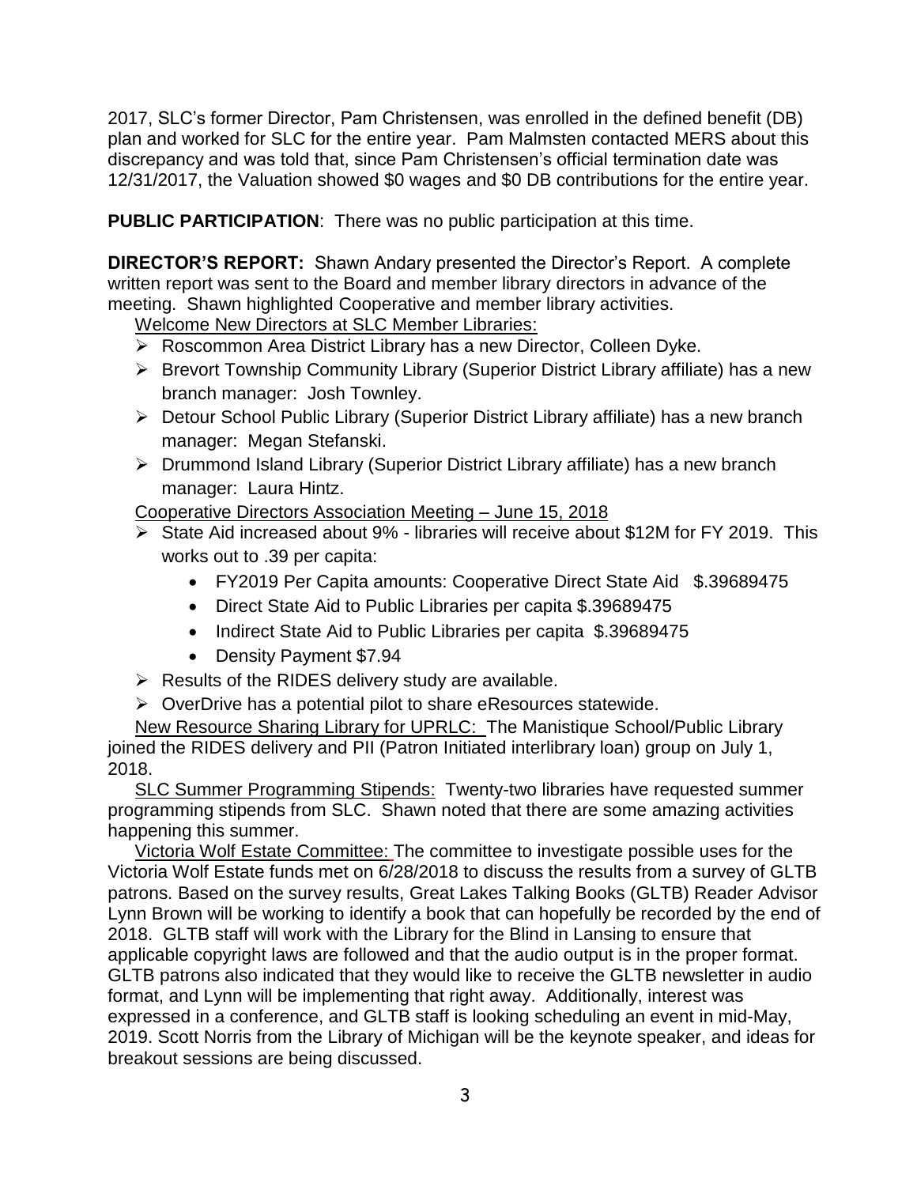2017, SLC's former Director, Pam Christensen, was enrolled in the defined benefit (DB) plan and worked for SLC for the entire year. Pam Malmsten contacted MERS about this discrepancy and was told that, since Pam Christensen's official termination date was 12/31/2017, the Valuation showed $0 wages and $0 DB contributions for the entire year.

**PUBLIC PARTICIPATION**: There was no public participation at this time.

**DIRECTOR'S REPORT:** Shawn Andary presented the Director's Report. A complete written report was sent to the Board and member library directors in advance of the meeting. Shawn highlighted Cooperative and member library activities.

Welcome New Directors at SLC Member Libraries:

- Roscommon Area District Library has a new Director, Colleen Dyke.
- Brevort Township Community Library (Superior District Library affiliate) has a new branch manager: Josh Townley.
- Detour School Public Library (Superior District Library affiliate) has a new branch manager: Megan Stefanski.
- Drummond Island Library (Superior District Library affiliate) has a new branch manager: Laura Hintz.

Cooperative Directors Association Meeting – June 15, 2018

- State Aid increased about 9% - libraries will receive about $12M for FY 2019. This works out to .39 per capita:
  - FY2019 Per Capita amounts: Cooperative Direct State Aid $.39689475
  - Direct State Aid to Public Libraries per capita $.39689475
  - Indirect State Aid to Public Libraries per capita $.39689475
  - Density Payment $7.94
- Results of the RIDES delivery study are available.
- OverDrive has a potential pilot to share eResources statewide.

New Resource Sharing Library for UPRLC: The Manistique School/Public Library joined the RIDES delivery and PII (Patron Initiated interlibrary loan) group on July 1, 2018.

SLC Summer Programming Stipends: Twenty-two libraries have requested summer programming stipends from SLC. Shawn noted that there are some amazing activities happening this summer.

Victoria Wolf Estate Committee: The committee to investigate possible uses for the Victoria Wolf Estate funds met on 6/28/2018 to discuss the results from a survey of GLTB patrons. Based on the survey results, Great Lakes Talking Books (GLTB) Reader Advisor Lynn Brown will be working to identify a book that can hopefully be recorded by the end of 2018. GLTB staff will work with the Library for the Blind in Lansing to ensure that applicable copyright laws are followed and that the audio output is in the proper format. GLTB patrons also indicated that they would like to receive the GLTB newsletter in audio format, and Lynn will be implementing that right away. Additionally, interest was expressed in a conference, and GLTB staff is looking scheduling an event in mid-May, 2019. Scott Norris from the Library of Michigan will be the keynote speaker, and ideas for breakout sessions are being discussed.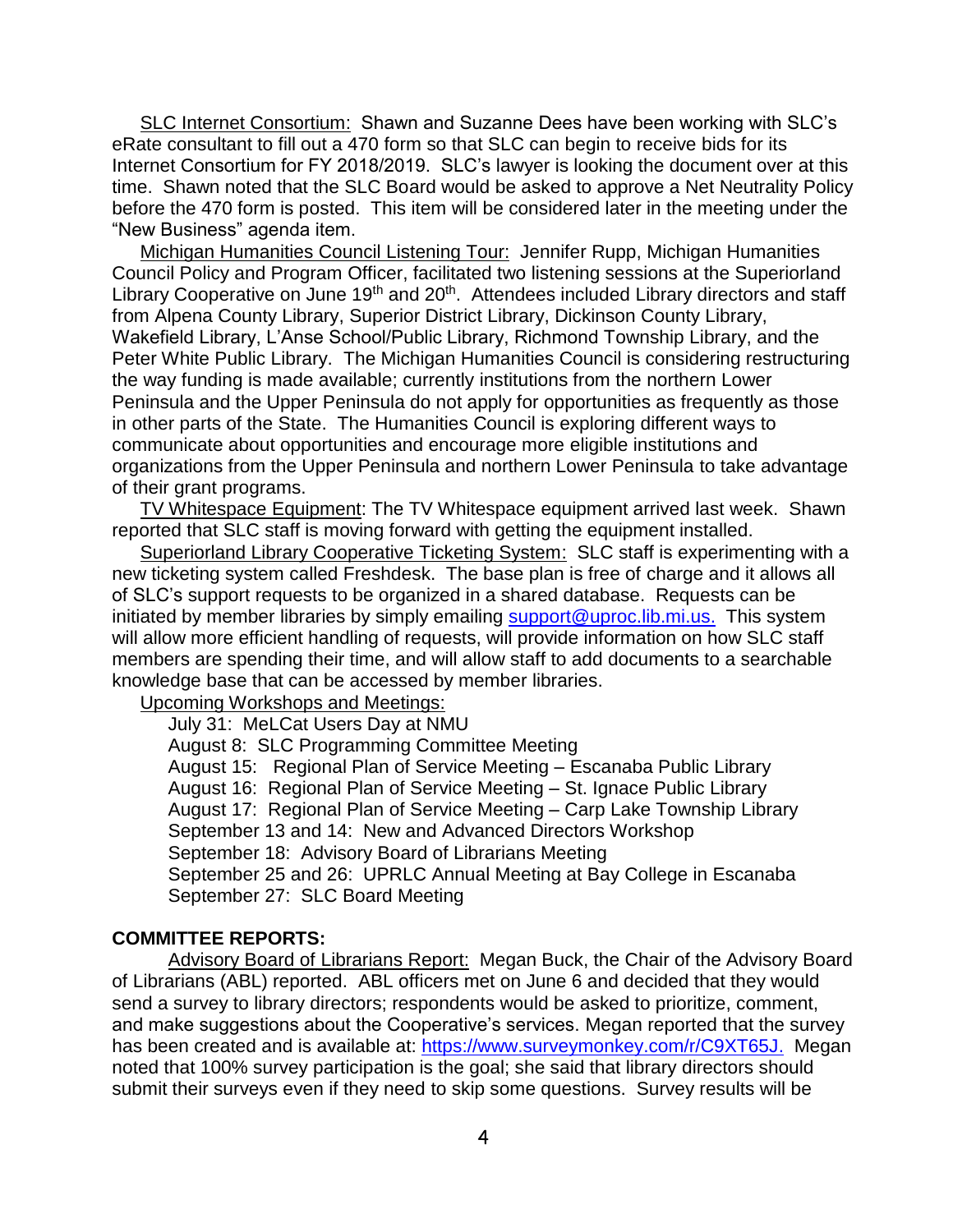SLC Internet Consortium: Shawn and Suzanne Dees have been working with SLC's eRate consultant to fill out a 470 form so that SLC can begin to receive bids for its Internet Consortium for FY 2018/2019. SLC's lawyer is looking the document over at this time. Shawn noted that the SLC Board would be asked to approve a Net Neutrality Policy before the 470 form is posted. This item will be considered later in the meeting under the "New Business" agenda item.

Michigan Humanities Council Listening Tour: Jennifer Rupp, Michigan Humanities Council Policy and Program Officer, facilitated two listening sessions at the Superiorland Library Cooperative on June 19th and 20th. Attendees included Library directors and staff from Alpena County Library, Superior District Library, Dickinson County Library, Wakefield Library, L'Anse School/Public Library, Richmond Township Library, and the Peter White Public Library. The Michigan Humanities Council is considering restructuring the way funding is made available; currently institutions from the northern Lower Peninsula and the Upper Peninsula do not apply for opportunities as frequently as those in other parts of the State. The Humanities Council is exploring different ways to communicate about opportunities and encourage more eligible institutions and organizations from the Upper Peninsula and northern Lower Peninsula to take advantage of their grant programs.

TV Whitespace Equipment: The TV Whitespace equipment arrived last week. Shawn reported that SLC staff is moving forward with getting the equipment installed.

Superiorland Library Cooperative Ticketing System: SLC staff is experimenting with a new ticketing system called Freshdesk. The base plan is free of charge and it allows all of SLC's support requests to be organized in a shared database. Requests can be initiated by member libraries by simply emailing support@uproc.lib.mi.us. This system will allow more efficient handling of requests, will provide information on how SLC staff members are spending their time, and will allow staff to add documents to a searchable knowledge base that can be accessed by member libraries.

Upcoming Workshops and Meetings:

- July 31: MeLCat Users Day at NMU
- August 8: SLC Programming Committee Meeting
- August 15: Regional Plan of Service Meeting – Escanaba Public Library
- August 16: Regional Plan of Service Meeting – St. Ignace Public Library
- August 17: Regional Plan of Service Meeting – Carp Lake Township Library
- September 13 and 14: New and Advanced Directors Workshop
- September 18: Advisory Board of Librarians Meeting
- September 25 and 26: UPRLC Annual Meeting at Bay College in Escanaba
- September 27: SLC Board Meeting

**COMMITTEE REPORTS:**

Advisory Board of Librarians Report: Megan Buck, the Chair of the Advisory Board of Librarians (ABL) reported. ABL officers met on June 6 and decided that they would send a survey to library directors; respondents would be asked to prioritize, comment, and make suggestions about the Cooperative's services. Megan reported that the survey has been created and is available at: https://www.surveymonkey.com/r/C9XT65J. Megan noted that 100% survey participation is the goal; she said that library directors should submit their surveys even if they need to skip some questions. Survey results will be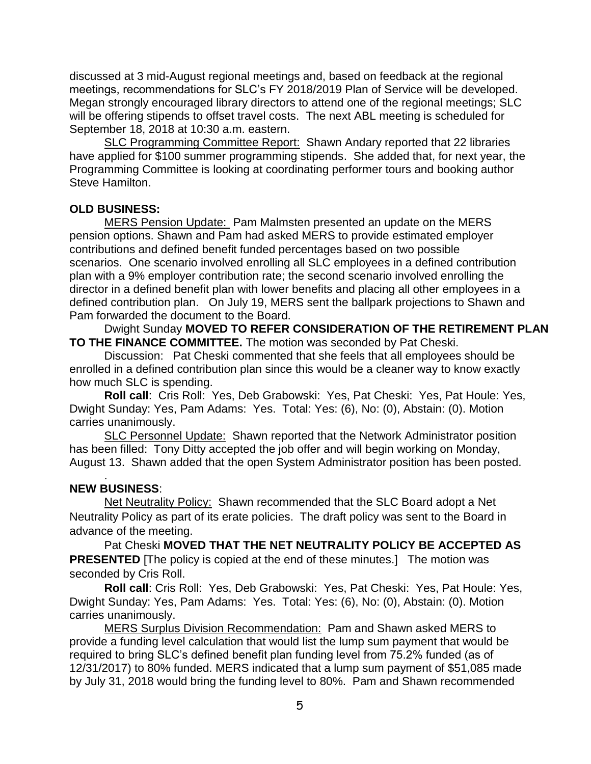discussed at 3 mid-August regional meetings and, based on feedback at the regional meetings, recommendations for SLC's FY 2018/2019 Plan of Service will be developed. Megan strongly encouraged library directors to attend one of the regional meetings; SLC will be offering stipends to offset travel costs. The next ABL meeting is scheduled for September 18, 2018 at 10:30 a.m. eastern.

SLC Programming Committee Report: Shawn Andary reported that 22 libraries have applied for $100 summer programming stipends. She added that, for next year, the Programming Committee is looking at coordinating performer tours and booking author Steve Hamilton.

**OLD BUSINESS:**

MERS Pension Update: Pam Malmsten presented an update on the MERS pension options. Shawn and Pam had asked MERS to provide estimated employer contributions and defined benefit funded percentages based on two possible scenarios. One scenario involved enrolling all SLC employees in a defined contribution plan with a 9% employer contribution rate; the second scenario involved enrolling the director in a defined benefit plan with lower benefits and placing all other employees in a defined contribution plan. On July 19, MERS sent the ballpark projections to Shawn and Pam forwarded the document to the Board.

Dwight Sunday **MOVED TO REFER CONSIDERATION OF THE RETIREMENT PLAN TO THE FINANCE COMMITTEE.** The motion was seconded by Pat Cheski.

Discussion: Pat Cheski commented that she feels that all employees should be enrolled in a defined contribution plan since this would be a cleaner way to know exactly how much SLC is spending.

**Roll call**: Cris Roll: Yes, Deb Grabowski: Yes, Pat Cheski: Yes, Pat Houle: Yes, Dwight Sunday: Yes, Pam Adams: Yes. Total: Yes: (6), No: (0), Abstain: (0). Motion carries unanimously.

SLC Personnel Update: Shawn reported that the Network Administrator position has been filled: Tony Ditty accepted the job offer and will begin working on Monday, August 13. Shawn added that the open System Administrator position has been posted.

.

**NEW BUSINESS**:

Net Neutrality Policy: Shawn recommended that the SLC Board adopt a Net Neutrality Policy as part of its erate policies. The draft policy was sent to the Board in advance of the meeting.

Pat Cheski **MOVED THAT THE NET NEUTRALITY POLICY BE ACCEPTED AS PRESENTED** [The policy is copied at the end of these minutes.] The motion was seconded by Cris Roll.

**Roll call**: Cris Roll: Yes, Deb Grabowski: Yes, Pat Cheski: Yes, Pat Houle: Yes, Dwight Sunday: Yes, Pam Adams: Yes. Total: Yes: (6), No: (0), Abstain: (0). Motion carries unanimously.

MERS Surplus Division Recommendation: Pam and Shawn asked MERS to provide a funding level calculation that would list the lump sum payment that would be required to bring SLC's defined benefit plan funding level from 75.2% funded (as of 12/31/2017) to 80% funded. MERS indicated that a lump sum payment of $51,085 made by July 31, 2018 would bring the funding level to 80%. Pam and Shawn recommended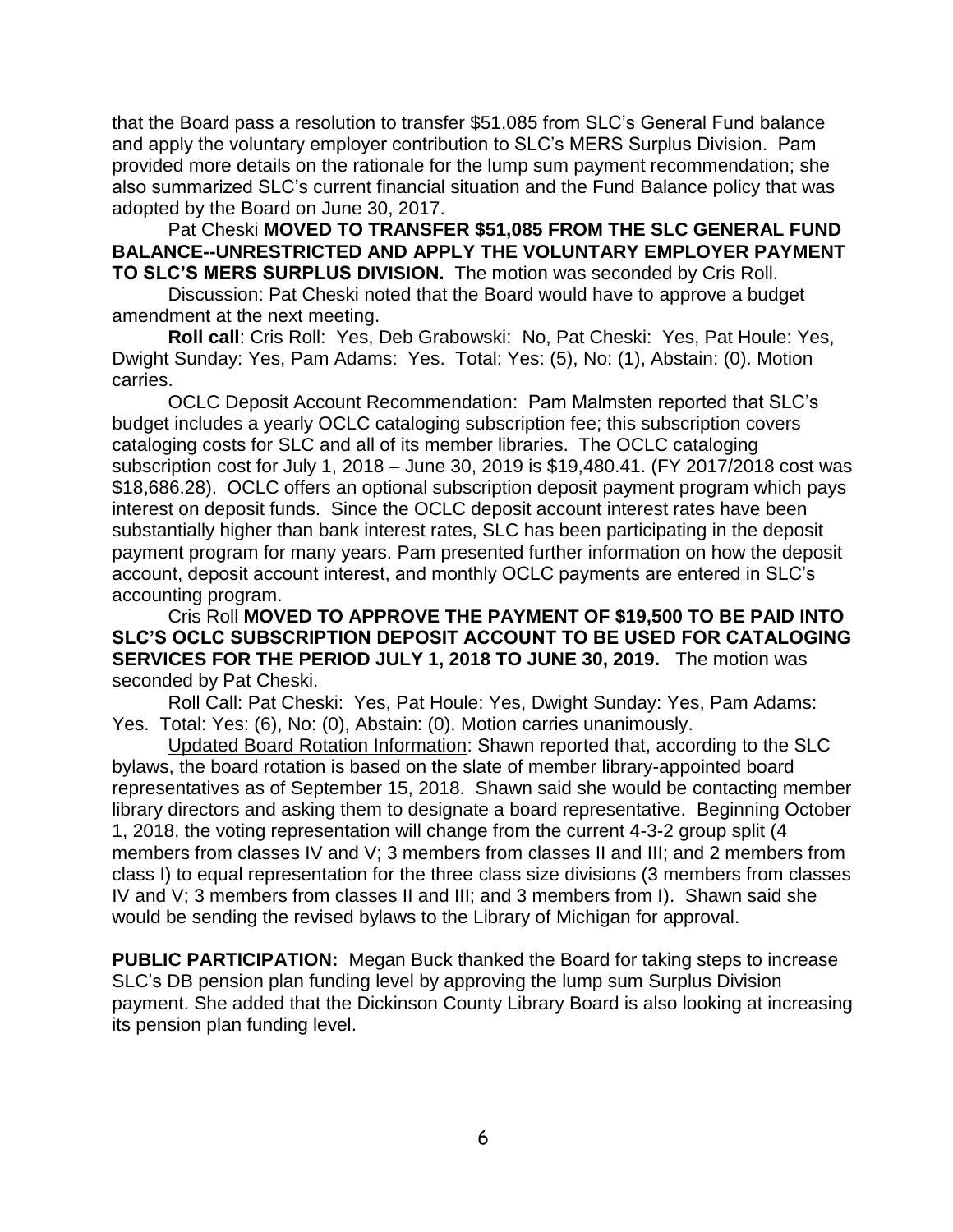that the Board pass a resolution to transfer $51,085 from SLC's General Fund balance and apply the voluntary employer contribution to SLC's MERS Surplus Division. Pam provided more details on the rationale for the lump sum payment recommendation; she also summarized SLC's current financial situation and the Fund Balance policy that was adopted by the Board on June 30, 2017.

Pat Cheski **MOVED TO TRANSFER $51,085 FROM THE SLC GENERAL FUND BALANCE--UNRESTRICTED AND APPLY THE VOLUNTARY EMPLOYER PAYMENT TO SLC'S MERS SURPLUS DIVISION.** The motion was seconded by Cris Roll.

Discussion: Pat Cheski noted that the Board would have to approve a budget amendment at the next meeting.

**Roll call**: Cris Roll: Yes, Deb Grabowski: No, Pat Cheski: Yes, Pat Houle: Yes, Dwight Sunday: Yes, Pam Adams: Yes. Total: Yes: (5), No: (1), Abstain: (0). Motion carries.

OCLC Deposit Account Recommendation: Pam Malmsten reported that SLC's budget includes a yearly OCLC cataloging subscription fee; this subscription covers cataloging costs for SLC and all of its member libraries. The OCLC cataloging subscription cost for July 1, 2018 – June 30, 2019 is $19,480.41. (FY 2017/2018 cost was $18,686.28). OCLC offers an optional subscription deposit payment program which pays interest on deposit funds. Since the OCLC deposit account interest rates have been substantially higher than bank interest rates, SLC has been participating in the deposit payment program for many years. Pam presented further information on how the deposit account, deposit account interest, and monthly OCLC payments are entered in SLC's accounting program.

Cris Roll **MOVED TO APPROVE THE PAYMENT OF $19,500 TO BE PAID INTO SLC'S OCLC SUBSCRIPTION DEPOSIT ACCOUNT TO BE USED FOR CATALOGING SERVICES FOR THE PERIOD JULY 1, 2018 TO JUNE 30, 2019.** The motion was seconded by Pat Cheski.

Roll Call: Pat Cheski: Yes, Pat Houle: Yes, Dwight Sunday: Yes, Pam Adams: Yes. Total: Yes: (6), No: (0), Abstain: (0). Motion carries unanimously.

Updated Board Rotation Information: Shawn reported that, according to the SLC bylaws, the board rotation is based on the slate of member library-appointed board representatives as of September 15, 2018. Shawn said she would be contacting member library directors and asking them to designate a board representative. Beginning October 1, 2018, the voting representation will change from the current 4-3-2 group split (4 members from classes IV and V; 3 members from classes II and III; and 2 members from class I) to equal representation for the three class size divisions (3 members from classes IV and V; 3 members from classes II and III; and 3 members from I). Shawn said she would be sending the revised bylaws to the Library of Michigan for approval.

**PUBLIC PARTICIPATION:** Megan Buck thanked the Board for taking steps to increase SLC's DB pension plan funding level by approving the lump sum Surplus Division payment. She added that the Dickinson County Library Board is also looking at increasing its pension plan funding level.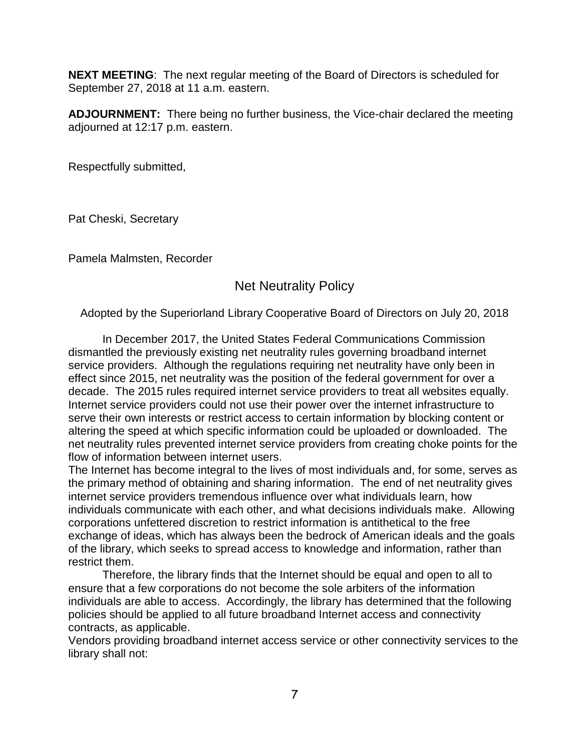**NEXT MEETING**: The next regular meeting of the Board of Directors is scheduled for September 27, 2018 at 11 a.m. eastern.

**ADJOURNMENT:** There being no further business, the Vice-chair declared the meeting adjourned at 12:17 p.m. eastern.

Respectfully submitted,

Pat Cheski, Secretary

Pamela Malmsten, Recorder

## Net Neutrality Policy

Adopted by the Superiorland Library Cooperative Board of Directors on July 20, 2018

In December 2017, the United States Federal Communications Commission dismantled the previously existing net neutrality rules governing broadband internet service providers. Although the regulations requiring net neutrality have only been in effect since 2015, net neutrality was the position of the federal government for over a decade. The 2015 rules required internet service providers to treat all websites equally. Internet service providers could not use their power over the internet infrastructure to serve their own interests or restrict access to certain information by blocking content or altering the speed at which specific information could be uploaded or downloaded. The net neutrality rules prevented internet service providers from creating choke points for the flow of information between internet users.

The Internet has become integral to the lives of most individuals and, for some, serves as the primary method of obtaining and sharing information. The end of net neutrality gives internet service providers tremendous influence over what individuals learn, how individuals communicate with each other, and what decisions individuals make. Allowing corporations unfettered discretion to restrict information is antithetical to the free exchange of ideas, which has always been the bedrock of American ideals and the goals of the library, which seeks to spread access to knowledge and information, rather than restrict them.

Therefore, the library finds that the Internet should be equal and open to all to ensure that a few corporations do not become the sole arbiters of the information individuals are able to access. Accordingly, the library has determined that the following policies should be applied to all future broadband Internet access and connectivity contracts, as applicable.

Vendors providing broadband internet access service or other connectivity services to the library shall not: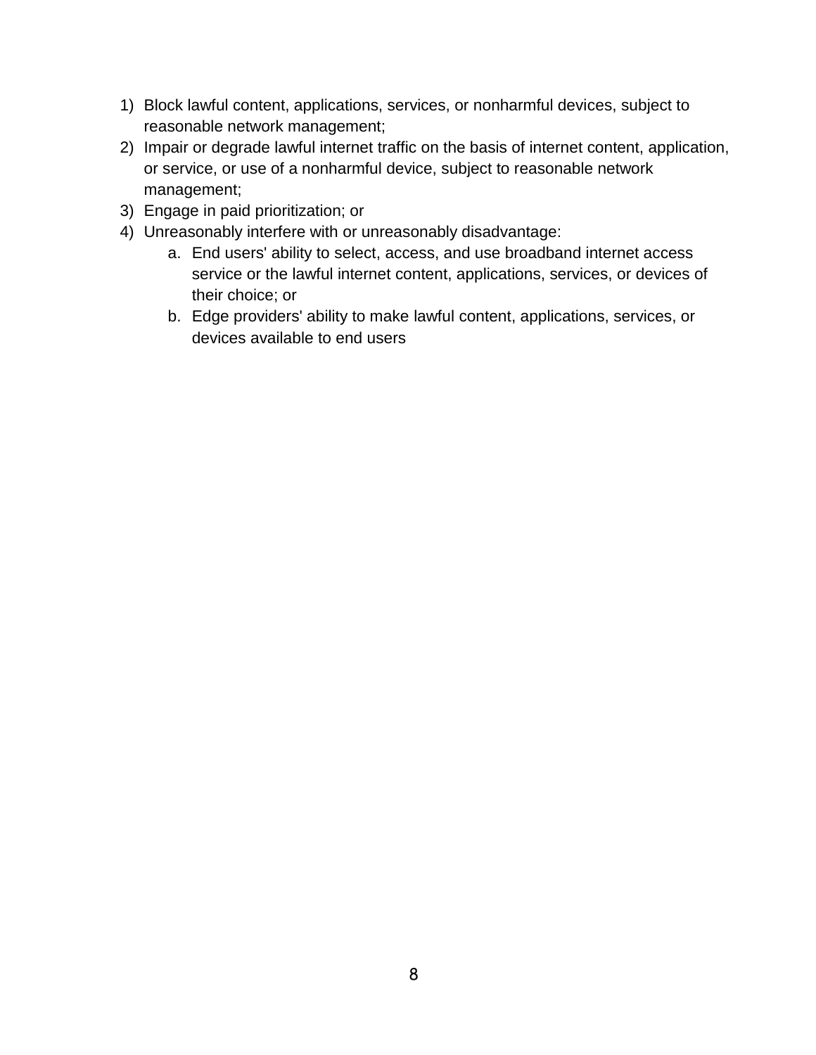1) Block lawful content, applications, services, or nonharmful devices, subject to reasonable network management;
2) Impair or degrade lawful internet traffic on the basis of internet content, application, or service, or use of a nonharmful device, subject to reasonable network management;
3) Engage in paid prioritization; or
4) Unreasonably interfere with or unreasonably disadvantage:
   a. End users' ability to select, access, and use broadband internet access service or the lawful internet content, applications, services, or devices of their choice; or
   b. Edge providers' ability to make lawful content, applications, services, or devices available to end users